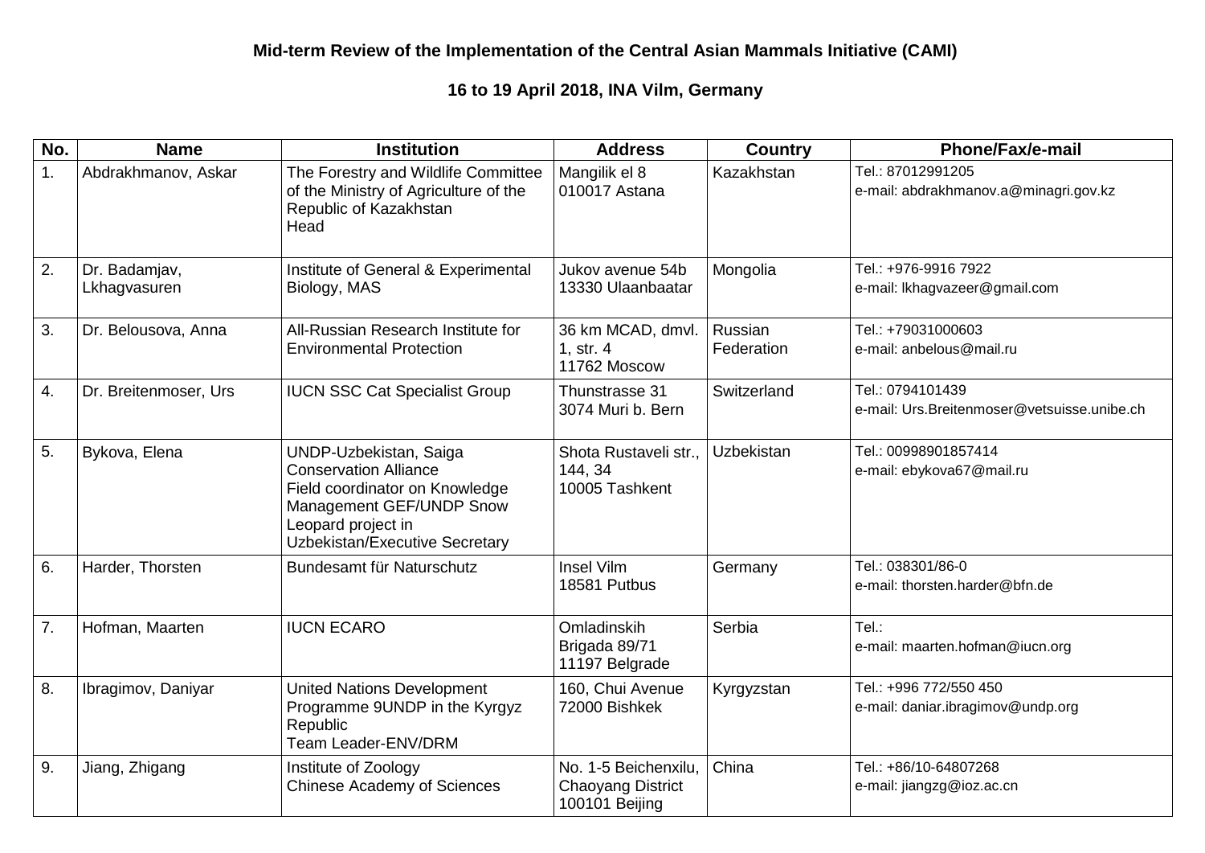**Mid-term Review of the Implementation of the Central Asian Mammals Initiative (CAMI)**

**16 to 19 April 2018, INA Vilm, Germany**

| No. | Name | Institution | Address | Country | Phone/Fax/e-mail |
|---|---|---|---|---|---|
| 1. | Abdrakhmanov, Askar | The Forestry and Wildlife Committee of the Ministry of Agriculture of the Republic of Kazakhstan<br>Head | Mangilik el 8<br>010017 Astana | Kazakhstan | Tel.: 87012991205<br>e-mail: abdrakhmanov.a@minagri.gov.kz |
| 2. | Dr. Badamjav, Lkhagvasuren | Institute of General & Experimental Biology, MAS | Jukov avenue 54b<br>13330 Ulaanbaatar | Mongolia | Tel.: +976-9916 7922<br>e-mail: lkhagvazeer@gmail.com |
| 3. | Dr. Belousova, Anna | All-Russian Research Institute for Environmental Protection | 36 km MCAD, dmvl. 1, str. 4<br>11762 Moscow | Russian Federation | Tel.: +79031000603<br>e-mail: anbelous@mail.ru |
| 4. | Dr. Breitenmoser, Urs | IUCN SSC Cat Specialist Group | Thunstrasse 31<br>3074 Muri b. Bern | Switzerland | Tel.: 0794101439<br>e-mail: Urs.Breitenmoser@vetsuisse.unibe.ch |
| 5. | Bykova, Elena | UNDP-Uzbekistan, Saiga Conservation Alliance<br>Field coordinator on Knowledge Management GEF/UNDP Snow Leopard project in Uzbekistan/Executive Secretary | Shota Rustaveli str., 144, 34<br>10005 Tashkent | Uzbekistan | Tel.: 00998901857414<br>e-mail: ebykova67@mail.ru |
| 6. | Harder, Thorsten | Bundesamt für Naturschutz | Insel Vilm<br>18581 Putbus | Germany | Tel.: 038301/86-0<br>e-mail: thorsten.harder@bfn.de |
| 7. | Hofman, Maarten | IUCN ECARO | Omladinskih Brigada 89/71<br>11197 Belgrade | Serbia | Tel.:<br>e-mail: maarten.hofman@iucn.org |
| 8. | Ibragimov, Daniyar | United Nations Development Programme 9UNDP in the Kyrgyz Republic<br>Team Leader-ENV/DRM | 160, Chui Avenue<br>72000 Bishkek | Kyrgyzstan | Tel.: +996 772/550 450<br>e-mail: daniar.ibragimov@undp.org |
| 9. | Jiang, Zhigang | Institute of Zoology<br>Chinese Academy of Sciences | No. 1-5 Beichenxilu, Chaoyang District<br>100101 Beijing | China | Tel.: +86/10-64807268<br>e-mail: jiangzg@ioz.ac.cn |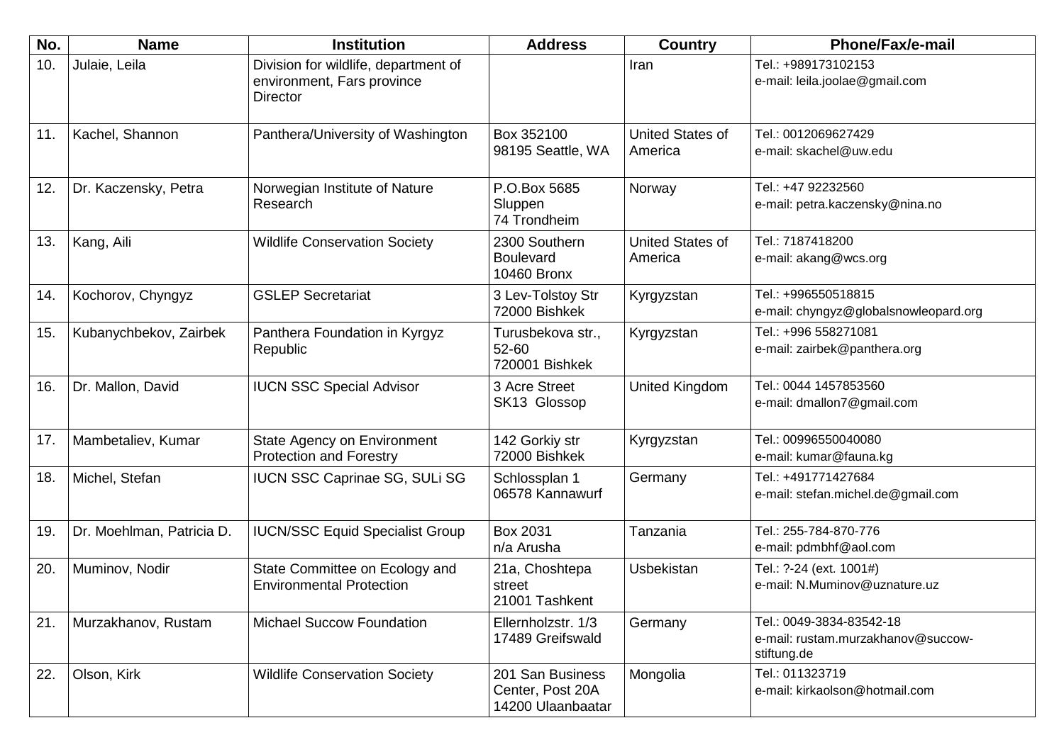| No. | Name | Institution | Address | Country | Phone/Fax/e-mail |
|---|---|---|---|---|---|
| 10. | Julaie, Leila | Division for wildlife, department of environment, Fars province Director | | Iran | Tel.: +989173102153<br>e-mail: leila.joolae@gmail.com |
| 11. | Kachel, Shannon | Panthera/University of Washington | Box 352100<br>98195 Seattle, WA | United States of America | Tel.: 0012069627429<br>e-mail: skachel@uw.edu |
| 12. | Dr. Kaczensky, Petra | Norwegian Institute of Nature Research | P.O.Box 5685 Sluppen<br>74 Trondheim | Norway | Tel.: +47 92232560<br>e-mail: petra.kaczensky@nina.no |
| 13. | Kang, Aili | Wildlife Conservation Society | 2300 Southern Boulevard<br>10460 Bronx | United States of America | Tel.: 7187418200<br>e-mail: akang@wcs.org |
| 14. | Kochorov, Chyngyz | GSLEP Secretariat | 3 Lev-Tolstoy Str<br>72000 Bishkek | Kyrgyzstan | Tel.: +996550518815<br>e-mail: chyngyz@globalsnowleopard.org |
| 15. | Kubanychbekov, Zairbek | Panthera Foundation in Kyrgyz Republic | Turusbekova str., 52-60<br>720001 Bishkek | Kyrgyzstan | Tel.: +996 558271081<br>e-mail: zairbek@panthera.org |
| 16. | Dr. Mallon, David | IUCN SSC Special Advisor | 3 Acre Street<br>SK13 Glossop | United Kingdom | Tel.: 0044 1457853560<br>e-mail: dmallon7@gmail.com |
| 17. | Mambetaliev, Kumar | State Agency on Environment Protection and Forestry | 142 Gorkiy str<br>72000 Bishkek | Kyrgyzstan | Tel.: 00996550040080<br>e-mail: kumar@fauna.kg |
| 18. | Michel, Stefan | IUCN SSC Caprinae SG, SULi SG | Schlossplan 1<br>06578 Kannawurf | Germany | Tel.: +491771427684<br>e-mail: stefan.michel.de@gmail.com |
| 19. | Dr. Moehlman, Patricia D. | IUCN/SSC Equid Specialist Group | Box 2031<br>n/a Arusha | Tanzania | Tel.: 255-784-870-776<br>e-mail: pdmbhf@aol.com |
| 20. | Muminov, Nodir | State Committee on Ecology and Environmental Protection | 21a, Choshtepa street<br>21001 Tashkent | Usbekistan | Tel.: ?-24 (ext. 1001#)<br>e-mail: N.Muminov@uznature.uz |
| 21. | Murzakhanov, Rustam | Michael Succow Foundation | Ellernholzstr. 1/3<br>17489 Greifswald | Germany | Tel.: 0049-3834-83542-18<br>e-mail: rustam.murzakhanov@succow-stiftung.de |
| 22. | Olson, Kirk | Wildlife Conservation Society | 201 San Business Center, Post 20A<br>14200 Ulaanbaatar | Mongolia | Tel.: 011323719<br>e-mail: kirkaolson@hotmail.com |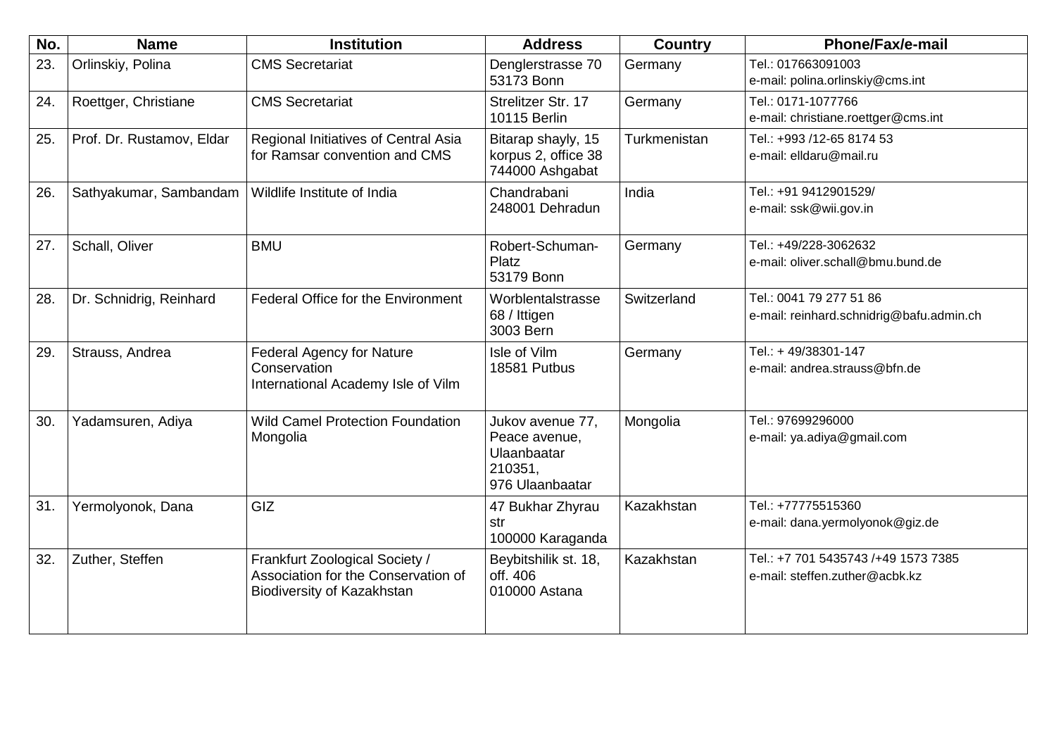| No. | Name | Institution | Address | Country | Phone/Fax/e-mail |
| --- | --- | --- | --- | --- | --- |
| 23. | Orlinskiy, Polina | CMS Secretariat | Denglerstrasse 70 53173 Bonn | Germany | Tel.: 017663091003 e-mail: polina.orlinskiy@cms.int |
| 24. | Roettger, Christiane | CMS Secretariat | Strelitzer Str. 17 10115 Berlin | Germany | Tel.: 0171-1077766 e-mail: christiane.roettger@cms.int |
| 25. | Prof. Dr. Rustamov, Eldar | Regional Initiatives of Central Asia for Ramsar convention and CMS | Bitarap shayly, 15 korpus 2, office 38 744000 Ashgabat | Turkmenistan | Tel.: +993 /12-65 8174 53 e-mail: elldaru@mail.ru |
| 26. | Sathyakumar, Sambandam | Wildlife Institute of India | Chandrabani 248001 Dehradun | India | Tel.: +91 9412901529/ e-mail: ssk@wii.gov.in |
| 27. | Schall, Oliver | BMU | Robert-Schuman-Platz 53179 Bonn | Germany | Tel.: +49/228-3062632 e-mail: oliver.schall@bmu.bund.de |
| 28. | Dr. Schnidrig, Reinhard | Federal Office for the Environment | Worblentalstrasse 68 / Ittigen 3003 Bern | Switzerland | Tel.: 0041 79 277 51 86 e-mail: reinhard.schnidrig@bafu.admin.ch |
| 29. | Strauss, Andrea | Federal Agency for Nature Conservation International Academy Isle of Vilm | Isle of Vilm 18581 Putbus | Germany | Tel.: + 49/38301-147 e-mail: andrea.strauss@bfn.de |
| 30. | Yadamsuren, Adiya | Wild Camel Protection Foundation Mongolia | Jukov avenue 77, Peace avenue, Ulaanbaatar 210351, 976 Ulaanbaatar | Mongolia | Tel.: 97699296000 e-mail: ya.adiya@gmail.com |
| 31. | Yermolyonok, Dana | GIZ | 47 Bukhar Zhyrau str 100000 Karaganda | Kazakhstan | Tel.: +77775515360 e-mail: dana.yermolyonok@giz.de |
| 32. | Zuther, Steffen | Frankfurt Zoological Society / Association for the Conservation of Biodiversity of Kazakhstan | Beybitshilik st. 18, off. 406 010000 Astana | Kazakhstan | Tel.: +7 701 5435743 /+49 1573 7385 e-mail: steffen.zuther@acbk.kz |